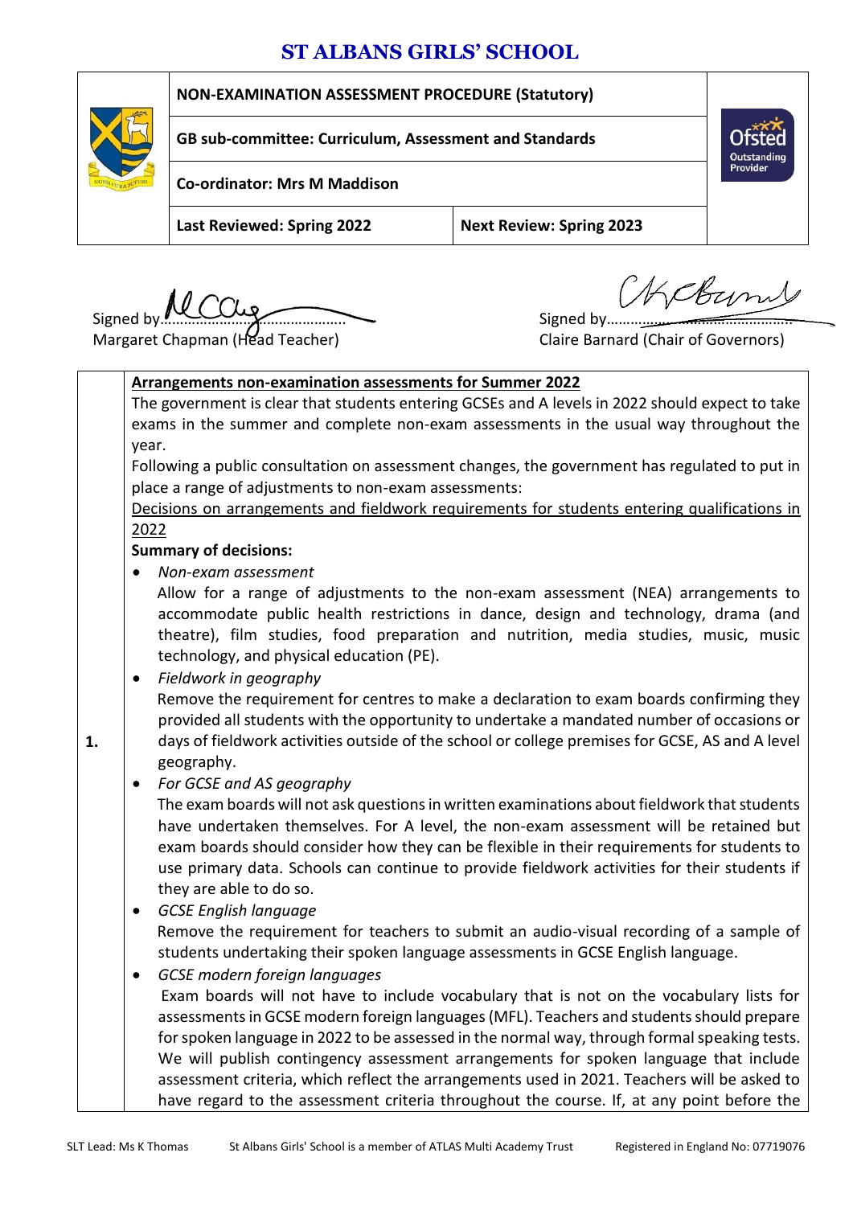# ST ALBANS GIRLS' SCHOOL

| | | |
|---|---|---|
| **NON-EXAMINATION ASSESSMENT PROCEDURE (Statutory)** | | |
| **GB sub-committee: Curriculum, Assessment and Standards** | | |
| **Co-ordinator: Mrs M Maddison** | | |
| **Last Reviewed: Spring 2022** | **Next Review: Spring 2023** | |

Signed by……………………………………… 
Margaret Chapman (Head Teacher)

Signed by……………………………………… 
Claire Barnard (Chair of Governors)

**1.**

**Arrangements non-examination assessments for Summer 2022**

The government is clear that students entering GCSEs and A levels in 2022 should expect to take exams in the summer and complete non-exam assessments in the usual way throughout the year.

Following a public consultation on assessment changes, the government has regulated to put in place a range of adjustments to non-exam assessments:

Decisions on arrangements and fieldwork requirements for students entering qualifications in 2022

**Summary of decisions:**

- *Non-exam assessment*
  Allow for a range of adjustments to the non-exam assessment (NEA) arrangements to accommodate public health restrictions in dance, design and technology, drama (and theatre), film studies, food preparation and nutrition, media studies, music, music technology, and physical education (PE).
- *Fieldwork in geography*
  Remove the requirement for centres to make a declaration to exam boards confirming they provided all students with the opportunity to undertake a mandated number of occasions or days of fieldwork activities outside of the school or college premises for GCSE, AS and A level geography.
- *For GCSE and AS geography*
  The exam boards will not ask questions in written examinations about fieldwork that students have undertaken themselves. For A level, the non-exam assessment will be retained but exam boards should consider how they can be flexible in their requirements for students to use primary data. Schools can continue to provide fieldwork activities for their students if they are able to do so.
- *GCSE English language*
  Remove the requirement for teachers to submit an audio-visual recording of a sample of students undertaking their spoken language assessments in GCSE English language.
- *GCSE modern foreign languages*
  Exam boards will not have to include vocabulary that is not on the vocabulary lists for assessments in GCSE modern foreign languages (MFL). Teachers and students should prepare for spoken language in 2022 to be assessed in the normal way, through formal speaking tests. We will publish contingency assessment arrangements for spoken language that include assessment criteria, which reflect the arrangements used in 2021. Teachers will be asked to have regard to the assessment criteria throughout the course. If, at any point before the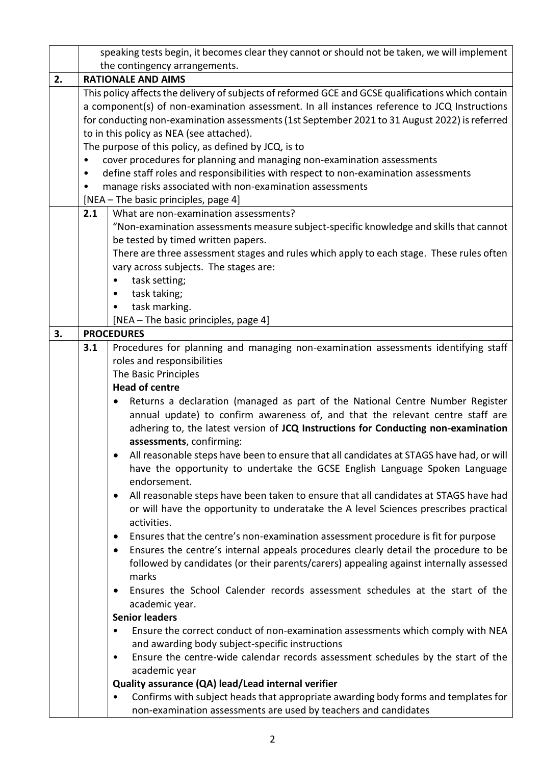speaking tests begin, it becomes clear they cannot or should not be taken, we will implement the contingency arrangements.

## 2. RATIONALE AND AIMS

This policy affects the delivery of subjects of reformed GCE and GCSE qualifications which contain a component(s) of non-examination assessment. In all instances reference to JCQ Instructions for conducting non-examination assessments (1st September 2021 to 31 August 2022) is referred to in this policy as NEA (see attached).

The purpose of this policy, as defined by JCQ, is to

- cover procedures for planning and managing non-examination assessments
- define staff roles and responsibilities with respect to non-examination assessments
- manage risks associated with non-examination assessments

[NEA – The basic principles, page 4]

### 2.1 What are non-examination assessments?

"Non-examination assessments measure subject-specific knowledge and skills that cannot be tested by timed written papers.

There are three assessment stages and rules which apply to each stage. These rules often vary across subjects. The stages are:

- task setting;
- task taking;
- task marking.

[NEA – The basic principles, page 4]

## 3. PROCEDURES

### 3.1 Procedures for planning and managing non-examination assessments identifying staff roles and responsibilities

The Basic Principles

**Head of centre**

- Returns a declaration (managed as part of the National Centre Number Register annual update) to confirm awareness of, and that the relevant centre staff are adhering to, the latest version of **JCQ Instructions for Conducting non-examination assessments**, confirming:
- All reasonable steps have been to ensure that all candidates at STAGS have had, or will have the opportunity to undertake the GCSE English Language Spoken Language endorsement.
- All reasonable steps have been taken to ensure that all candidates at STAGS have had or will have the opportunity to underatake the A level Sciences prescribes practical activities.
- Ensures that the centre's non-examination assessment procedure is fit for purpose
- Ensures the centre's internal appeals procedures clearly detail the procedure to be followed by candidates (or their parents/carers) appealing against internally assessed marks
- Ensures the School Calender records assessment schedules at the start of the academic year.

**Senior leaders**

- Ensure the correct conduct of non-examination assessments which comply with NEA and awarding body subject-specific instructions
- Ensure the centre-wide calendar records assessment schedules by the start of the academic year

**Quality assurance (QA) lead/Lead internal verifier**

- Confirms with subject heads that appropriate awarding body forms and templates for non-examination assessments are used by teachers and candidates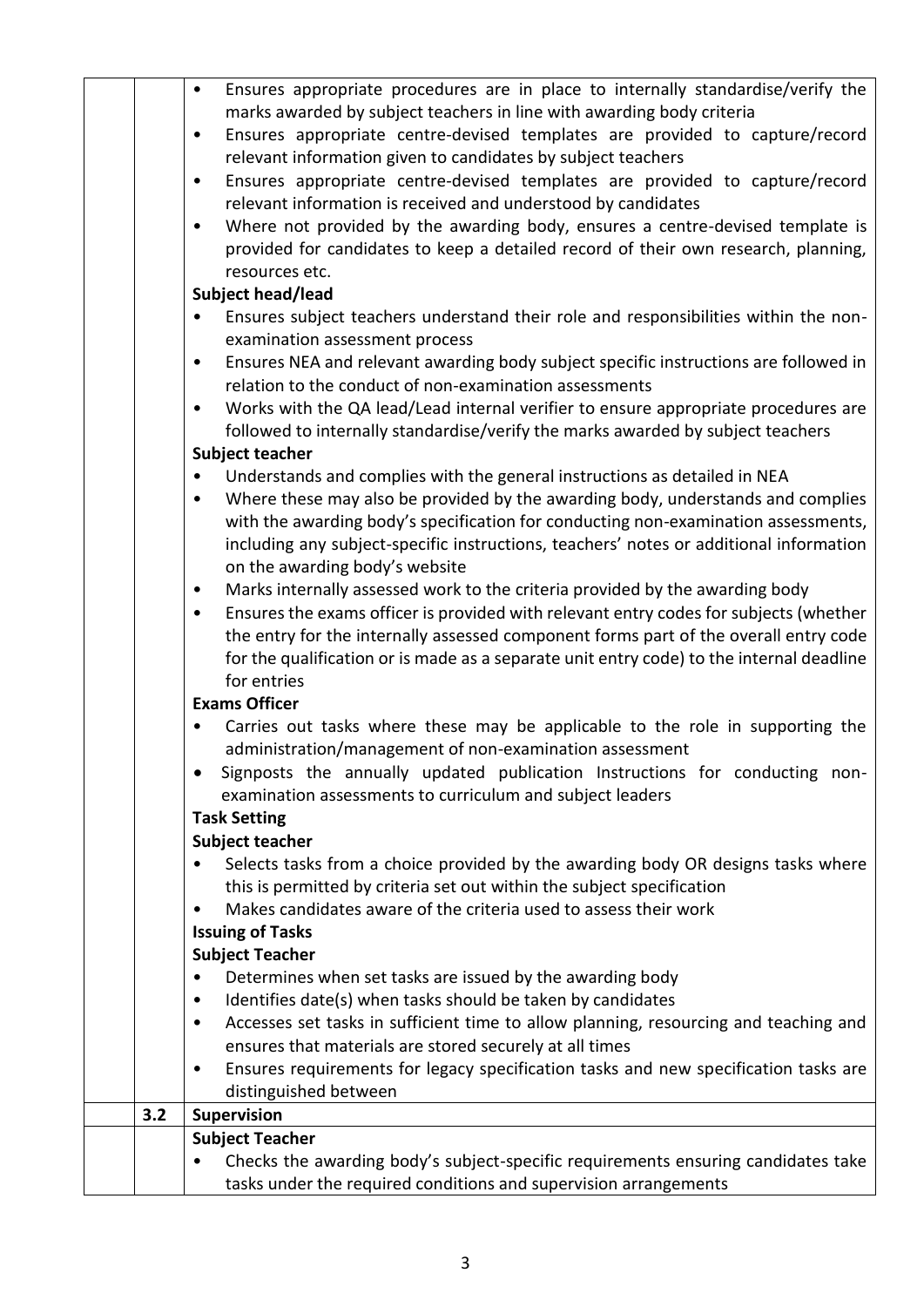| | | |
|---|---|---|
| | | • Ensures appropriate procedures are in place to internally standardise/verify the marks awarded by subject teachers in line with awarding body criteria<br>• Ensures appropriate centre-devised templates are provided to capture/record relevant information given to candidates by subject teachers<br>• Ensures appropriate centre-devised templates are provided to capture/record relevant information is received and understood by candidates<br>• Where not provided by the awarding body, ensures a centre-devised template is provided for candidates to keep a detailed record of their own research, planning, resources etc.<br>**Subject head/lead**<br>• Ensures subject teachers understand their role and responsibilities within the non-examination assessment process<br>• Ensures NEA and relevant awarding body subject specific instructions are followed in relation to the conduct of non-examination assessments<br>• Works with the QA lead/Lead internal verifier to ensure appropriate procedures are followed to internally standardise/verify the marks awarded by subject teachers<br>**Subject teacher**<br>• Understands and complies with the general instructions as detailed in NEA<br>• Where these may also be provided by the awarding body, understands and complies with the awarding body's specification for conducting non-examination assessments, including any subject-specific instructions, teachers' notes or additional information on the awarding body's website<br>• Marks internally assessed work to the criteria provided by the awarding body<br>• Ensures the exams officer is provided with relevant entry codes for subjects (whether the entry for the internally assessed component forms part of the overall entry code for the qualification or is made as a separate unit entry code) to the internal deadline for entries<br>**Exams Officer**<br>• Carries out tasks where these may be applicable to the role in supporting the administration/management of non-examination assessment<br>• Signposts the annually updated publication Instructions for conducting non-examination assessments to curriculum and subject leaders<br>**Task Setting**<br>**Subject teacher**<br>• Selects tasks from a choice provided by the awarding body OR designs tasks where this is permitted by criteria set out within the subject specification<br>• Makes candidates aware of the criteria used to assess their work<br>**Issuing of Tasks**<br>**Subject Teacher**<br>• Determines when set tasks are issued by the awarding body<br>• Identifies date(s) when tasks should be taken by candidates<br>• Accesses set tasks in sufficient time to allow planning, resourcing and teaching and ensures that materials are stored securely at all times<br>• Ensures requirements for legacy specification tasks and new specification tasks are distinguished between |
| | 3.2 | **Supervision** |
| | | **Subject Teacher**<br>• Checks the awarding body's subject-specific requirements ensuring candidates take tasks under the required conditions and supervision arrangements |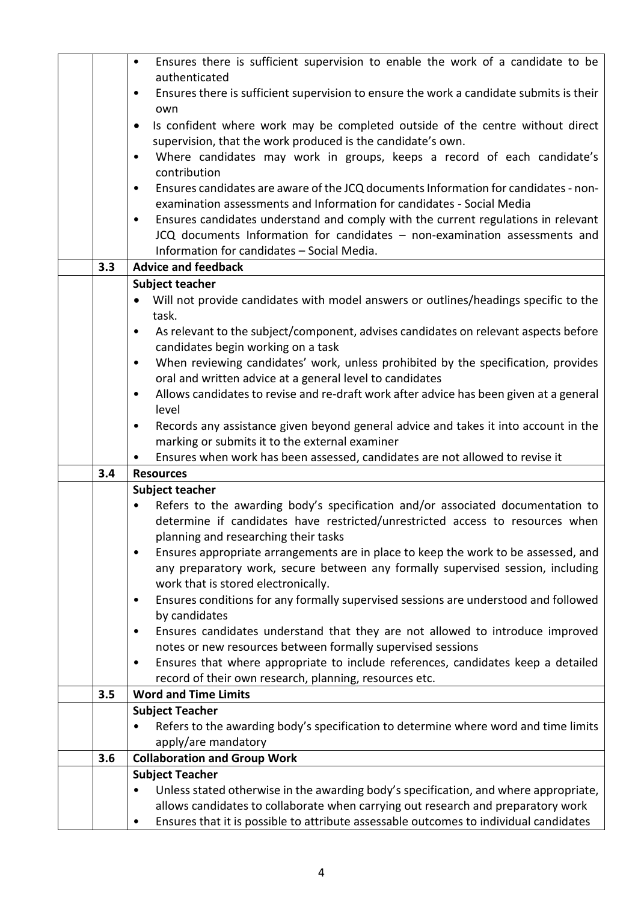| | | |
|---|---|---|
| | | • Ensures there is sufficient supervision to enable the work of a candidate to be authenticated<br>• Ensures there is sufficient supervision to ensure the work a candidate submits is their own<br>• Is confident where work may be completed outside of the centre without direct supervision, that the work produced is the candidate's own.<br>• Where candidates may work in groups, keeps a record of each candidate's contribution<br>• Ensures candidates are aware of the JCQ documents Information for candidates - non-examination assessments and Information for candidates - Social Media<br>• Ensures candidates understand and comply with the current regulations in relevant JCQ documents Information for candidates – non-examination assessments and Information for candidates – Social Media. |
| | **3.3** | **Advice and feedback** |
| | | **Subject teacher**<br>• Will not provide candidates with model answers or outlines/headings specific to the task.<br>• As relevant to the subject/component, advises candidates on relevant aspects before candidates begin working on a task<br>• When reviewing candidates' work, unless prohibited by the specification, provides oral and written advice at a general level to candidates<br>• Allows candidates to revise and re-draft work after advice has been given at a general level<br>• Records any assistance given beyond general advice and takes it into account in the marking or submits it to the external examiner<br>• Ensures when work has been assessed, candidates are not allowed to revise it |
| | **3.4** | **Resources** |
| | | **Subject teacher**<br>• Refers to the awarding body's specification and/or associated documentation to determine if candidates have restricted/unrestricted access to resources when planning and researching their tasks<br>• Ensures appropriate arrangements are in place to keep the work to be assessed, and any preparatory work, secure between any formally supervised session, including work that is stored electronically.<br>• Ensures conditions for any formally supervised sessions are understood and followed by candidates<br>• Ensures candidates understand that they are not allowed to introduce improved notes or new resources between formally supervised sessions<br>• Ensures that where appropriate to include references, candidates keep a detailed record of their own research, planning, resources etc. |
| | **3.5** | **Word and Time Limits** |
| | | **Subject Teacher**<br>• Refers to the awarding body's specification to determine where word and time limits apply/are mandatory |
| | **3.6** | **Collaboration and Group Work** |
| | | **Subject Teacher**<br>• Unless stated otherwise in the awarding body's specification, and where appropriate, allows candidates to collaborate when carrying out research and preparatory work<br>• Ensures that it is possible to attribute assessable outcomes to individual candidates |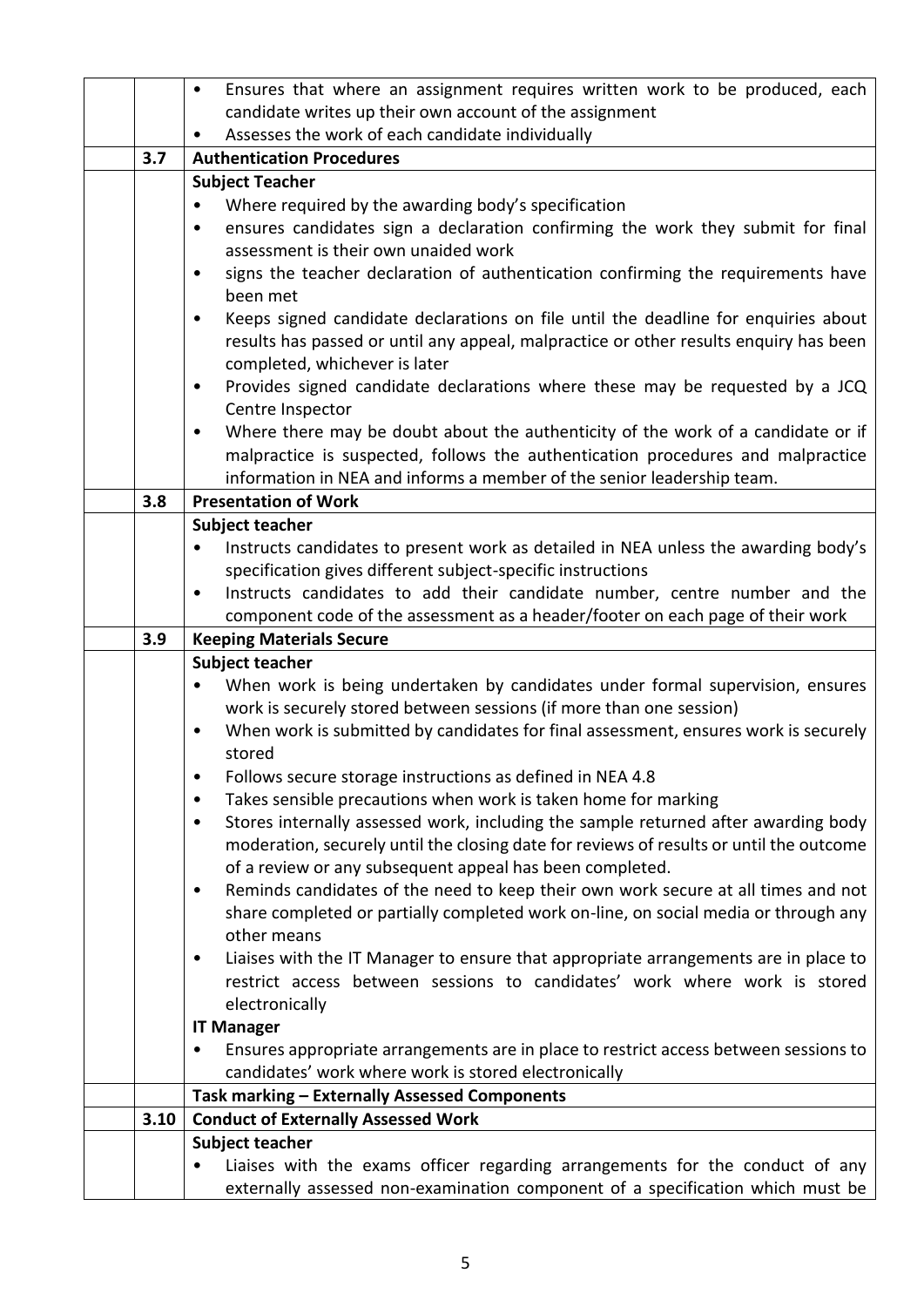| | | |
|---|---|---|
| | | • Ensures that where an assignment requires written work to be produced, each candidate writes up their own account of the assignment<br>• Assesses the work of each candidate individually |
| | **3.7** | **Authentication Procedures** |
| | | **Subject Teacher**<br>• Where required by the awarding body's specification<br>• ensures candidates sign a declaration confirming the work they submit for final assessment is their own unaided work<br>• signs the teacher declaration of authentication confirming the requirements have been met<br>• Keeps signed candidate declarations on file until the deadline for enquiries about results has passed or until any appeal, malpractice or other results enquiry has been completed, whichever is later<br>• Provides signed candidate declarations where these may be requested by a JCQ Centre Inspector<br>• Where there may be doubt about the authenticity of the work of a candidate or if malpractice is suspected, follows the authentication procedures and malpractice information in NEA and informs a member of the senior leadership team. |
| | **3.8** | **Presentation of Work** |
| | | **Subject teacher**<br>• Instructs candidates to present work as detailed in NEA unless the awarding body's specification gives different subject-specific instructions<br>• Instructs candidates to add their candidate number, centre number and the component code of the assessment as a header/footer on each page of their work |
| | **3.9** | **Keeping Materials Secure** |
| | | **Subject teacher**<br>• When work is being undertaken by candidates under formal supervision, ensures work is securely stored between sessions (if more than one session)<br>• When work is submitted by candidates for final assessment, ensures work is securely stored<br>• Follows secure storage instructions as defined in NEA 4.8<br>• Takes sensible precautions when work is taken home for marking<br>• Stores internally assessed work, including the sample returned after awarding body moderation, securely until the closing date for reviews of results or until the outcome of a review or any subsequent appeal has been completed.<br>• Reminds candidates of the need to keep their own work secure at all times and not share completed or partially completed work on-line, on social media or through any other means<br>• Liaises with the IT Manager to ensure that appropriate arrangements are in place to restrict access between sessions to candidates' work where work is stored electronically<br>**IT Manager**<br>• Ensures appropriate arrangements are in place to restrict access between sessions to candidates' work where work is stored electronically |
| | | **Task marking – Externally Assessed Components** |
| | **3.10** | **Conduct of Externally Assessed Work** |
| | | **Subject teacher**<br>• Liaises with the exams officer regarding arrangements for the conduct of any externally assessed non-examination component of a specification which must be |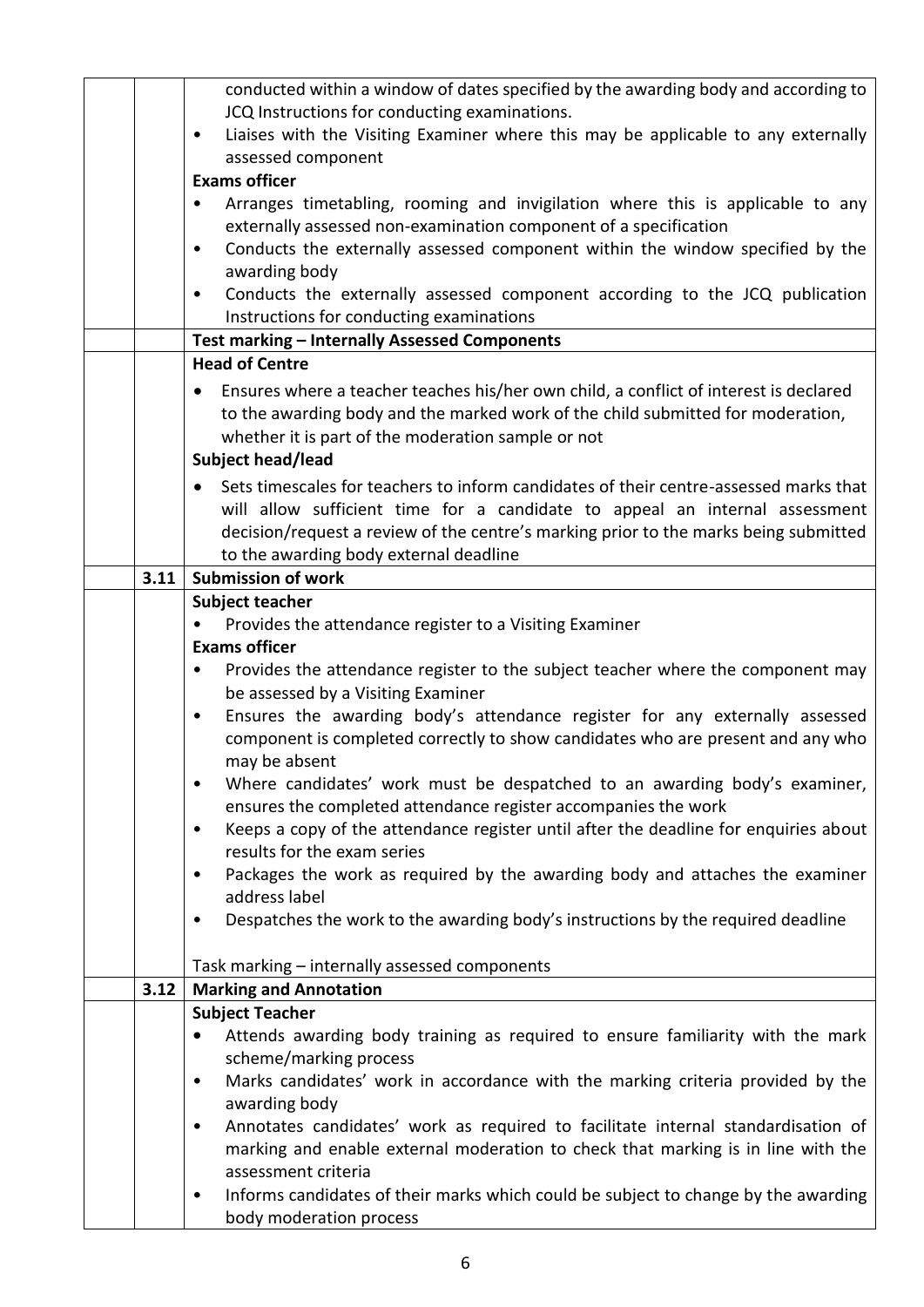| | | |
|---|---|---|
| | | conducted within a window of dates specified by the awarding body and according to JCQ Instructions for conducting examinations.<br>• Liaises with the Visiting Examiner where this may be applicable to any externally assessed component<br>**Exams officer**<br>• Arranges timetabling, rooming and invigilation where this is applicable to any externally assessed non-examination component of a specification<br>• Conducts the externally assessed component within the window specified by the awarding body<br>• Conducts the externally assessed component according to the JCQ publication Instructions for conducting examinations |
| | | **Test marking – Internally Assessed Components** |
| | | **Head of Centre**<br>• Ensures where a teacher teaches his/her own child, a conflict of interest is declared to the awarding body and the marked work of the child submitted for moderation, whether it is part of the moderation sample or not<br>**Subject head/lead**<br>• Sets timescales for teachers to inform candidates of their centre-assessed marks that will allow sufficient time for a candidate to appeal an internal assessment decision/request a review of the centre's marking prior to the marks being submitted to the awarding body external deadline |
| | **3.11** | **Submission of work** |
| | | **Subject teacher**<br>• Provides the attendance register to a Visiting Examiner<br>**Exams officer**<br>• Provides the attendance register to the subject teacher where the component may be assessed by a Visiting Examiner<br>• Ensures the awarding body's attendance register for any externally assessed component is completed correctly to show candidates who are present and any who may be absent<br>• Where candidates' work must be despatched to an awarding body's examiner, ensures the completed attendance register accompanies the work<br>• Keeps a copy of the attendance register until after the deadline for enquiries about results for the exam series<br>• Packages the work as required by the awarding body and attaches the examiner address label<br>• Despatches the work to the awarding body's instructions by the required deadline<br><br>Task marking – internally assessed components |
| | **3.12** | **Marking and Annotation** |
| | | **Subject Teacher**<br>• Attends awarding body training as required to ensure familiarity with the mark scheme/marking process<br>• Marks candidates' work in accordance with the marking criteria provided by the awarding body<br>• Annotates candidates' work as required to facilitate internal standardisation of marking and enable external moderation to check that marking is in line with the assessment criteria<br>• Informs candidates of their marks which could be subject to change by the awarding body moderation process |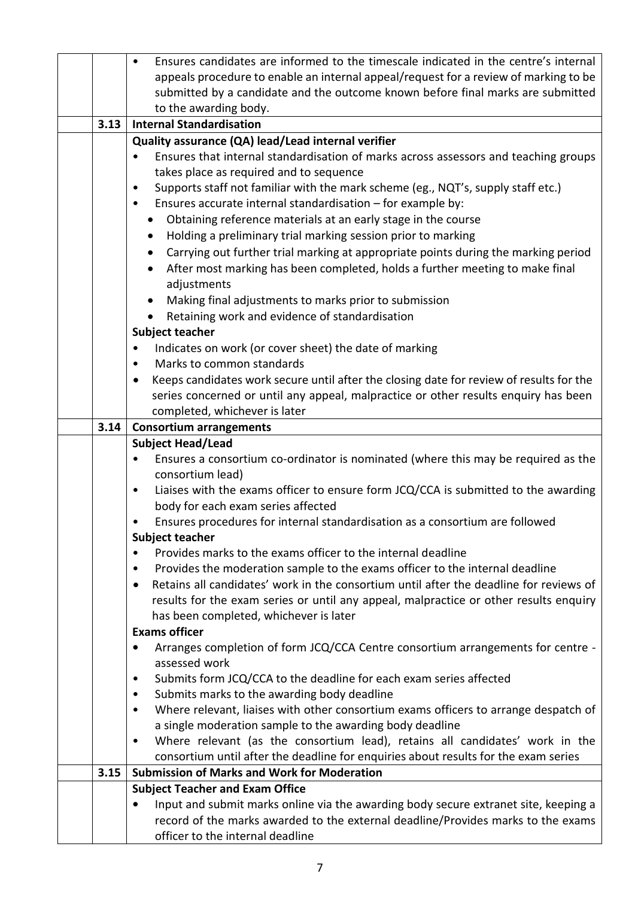| | | |
|---|---|---|
| | | • Ensures candidates are informed to the timescale indicated in the centre's internal appeals procedure to enable an internal appeal/request for a review of marking to be submitted by a candidate and the outcome known before final marks are submitted to the awarding body. |
| | **3.13** | **Internal Standardisation** |
| | | **Quality assurance (QA) lead/Lead internal verifier**<br>• Ensures that internal standardisation of marks across assessors and teaching groups takes place as required and to sequence<br>• Supports staff not familiar with the mark scheme (eg., NQT's, supply staff etc.)<br>• Ensures accurate internal standardisation – for example by:<br>&nbsp;&nbsp;• Obtaining reference materials at an early stage in the course<br>&nbsp;&nbsp;• Holding a preliminary trial marking session prior to marking<br>&nbsp;&nbsp;• Carrying out further trial marking at appropriate points during the marking period<br>&nbsp;&nbsp;• After most marking has been completed, holds a further meeting to make final adjustments<br>&nbsp;&nbsp;• Making final adjustments to marks prior to submission<br>&nbsp;&nbsp;• Retaining work and evidence of standardisation<br>**Subject teacher**<br>• Indicates on work (or cover sheet) the date of marking<br>• Marks to common standards<br>• Keeps candidates work secure until after the closing date for review of results for the series concerned or until any appeal, malpractice or other results enquiry has been completed, whichever is later |
| | **3.14** | **Consortium arrangements** |
| | | **Subject Head/Lead**<br>• Ensures a consortium co-ordinator is nominated (where this may be required as the consortium lead)<br>• Liaises with the exams officer to ensure form JCQ/CCA is submitted to the awarding body for each exam series affected<br>• Ensures procedures for internal standardisation as a consortium are followed<br>**Subject teacher**<br>• Provides marks to the exams officer to the internal deadline<br>• Provides the moderation sample to the exams officer to the internal deadline<br>• Retains all candidates' work in the consortium until after the deadline for reviews of results for the exam series or until any appeal, malpractice or other results enquiry has been completed, whichever is later<br>**Exams officer**<br>• Arranges completion of form JCQ/CCA Centre consortium arrangements for centre - assessed work<br>• Submits form JCQ/CCA to the deadline for each exam series affected<br>• Submits marks to the awarding body deadline<br>• Where relevant, liaises with other consortium exams officers to arrange despatch of a single moderation sample to the awarding body deadline<br>• Where relevant (as the consortium lead), retains all candidates' work in the consortium until after the deadline for enquiries about results for the exam series |
| | **3.15** | **Submission of Marks and Work for Moderation** |
| | | **Subject Teacher and Exam Office**<br>• Input and submit marks online via the awarding body secure extranet site, keeping a record of the marks awarded to the external deadline/Provides marks to the exams officer to the internal deadline |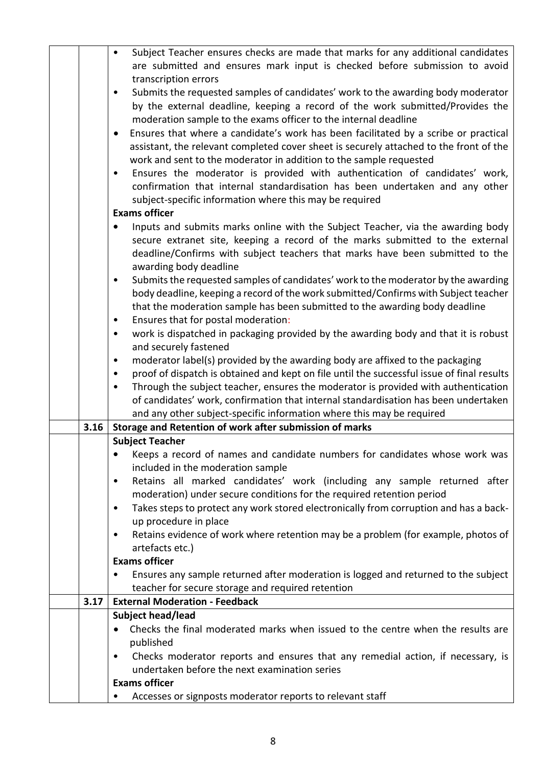| | | |
|---|---|---|
| | | • Subject Teacher ensures checks are made that marks for any additional candidates are submitted and ensures mark input is checked before submission to avoid transcription errors<br>• Submits the requested samples of candidates' work to the awarding body moderator by the external deadline, keeping a record of the work submitted/Provides the moderation sample to the exams officer to the internal deadline<br>• Ensures that where a candidate's work has been facilitated by a scribe or practical assistant, the relevant completed cover sheet is securely attached to the front of the work and sent to the moderator in addition to the sample requested<br>• Ensures the moderator is provided with authentication of candidates' work, confirmation that internal standardisation has been undertaken and any other subject-specific information where this may be required<br>**Exams officer**<br>• Inputs and submits marks online with the Subject Teacher, via the awarding body secure extranet site, keeping a record of the marks submitted to the external deadline/Confirms with subject teachers that marks have been submitted to the awarding body deadline<br>• Submits the requested samples of candidates' work to the moderator by the awarding body deadline, keeping a record of the work submitted/Confirms with Subject teacher that the moderation sample has been submitted to the awarding body deadline<br>• Ensures that for postal moderation:<br>• work is dispatched in packaging provided by the awarding body and that it is robust and securely fastened<br>• moderator label(s) provided by the awarding body are affixed to the packaging<br>• proof of dispatch is obtained and kept on file until the successful issue of final results<br>• Through the subject teacher, ensures the moderator is provided with authentication of candidates' work, confirmation that internal standardisation has been undertaken and any other subject-specific information where this may be required |
| | 3.16 | **Storage and Retention of work after submission of marks** |
| | | **Subject Teacher**<br>• Keeps a record of names and candidate numbers for candidates whose work was included in the moderation sample<br>• Retains all marked candidates' work (including any sample returned after moderation) under secure conditions for the required retention period<br>• Takes steps to protect any work stored electronically from corruption and has a back-up procedure in place<br>• Retains evidence of work where retention may be a problem (for example, photos of artefacts etc.)<br>**Exams officer**<br>• Ensures any sample returned after moderation is logged and returned to the subject teacher for secure storage and required retention |
| | 3.17 | **External Moderation - Feedback** |
| | | **Subject head/lead**<br>• Checks the final moderated marks when issued to the centre when the results are published<br>• Checks moderator reports and ensures that any remedial action, if necessary, is undertaken before the next examination series<br>**Exams officer**<br>• Accesses or signposts moderator reports to relevant staff |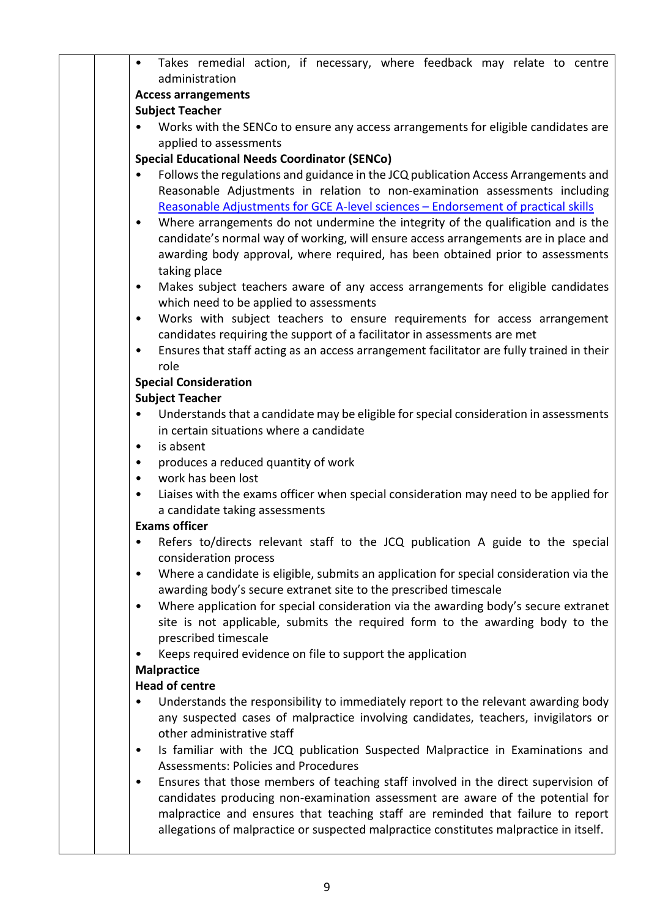- Takes remedial action, if necessary, where feedback may relate to centre administration

**Access arrangements**

**Subject Teacher**

- Works with the SENCo to ensure any access arrangements for eligible candidates are applied to assessments

**Special Educational Needs Coordinator (SENCo)**

- Follows the regulations and guidance in the JCQ publication Access Arrangements and Reasonable Adjustments in relation to non-examination assessments including Reasonable Adjustments for GCE A-level sciences – Endorsement of practical skills
- Where arrangements do not undermine the integrity of the qualification and is the candidate's normal way of working, will ensure access arrangements are in place and awarding body approval, where required, has been obtained prior to assessments taking place
- Makes subject teachers aware of any access arrangements for eligible candidates which need to be applied to assessments
- Works with subject teachers to ensure requirements for access arrangement candidates requiring the support of a facilitator in assessments are met
- Ensures that staff acting as an access arrangement facilitator are fully trained in their role

**Special Consideration**

**Subject Teacher**

- Understands that a candidate may be eligible for special consideration in assessments in certain situations where a candidate
- is absent
- produces a reduced quantity of work
- work has been lost
- Liaises with the exams officer when special consideration may need to be applied for a candidate taking assessments

**Exams officer**

- Refers to/directs relevant staff to the JCQ publication A guide to the special consideration process
- Where a candidate is eligible, submits an application for special consideration via the awarding body's secure extranet site to the prescribed timescale
- Where application for special consideration via the awarding body's secure extranet site is not applicable, submits the required form to the awarding body to the prescribed timescale
- Keeps required evidence on file to support the application

**Malpractice**

**Head of centre**

- Understands the responsibility to immediately report to the relevant awarding body any suspected cases of malpractice involving candidates, teachers, invigilators or other administrative staff
- Is familiar with the JCQ publication Suspected Malpractice in Examinations and Assessments: Policies and Procedures
- Ensures that those members of teaching staff involved in the direct supervision of candidates producing non-examination assessment are aware of the potential for malpractice and ensures that teaching staff are reminded that failure to report allegations of malpractice or suspected malpractice constitutes malpractice in itself.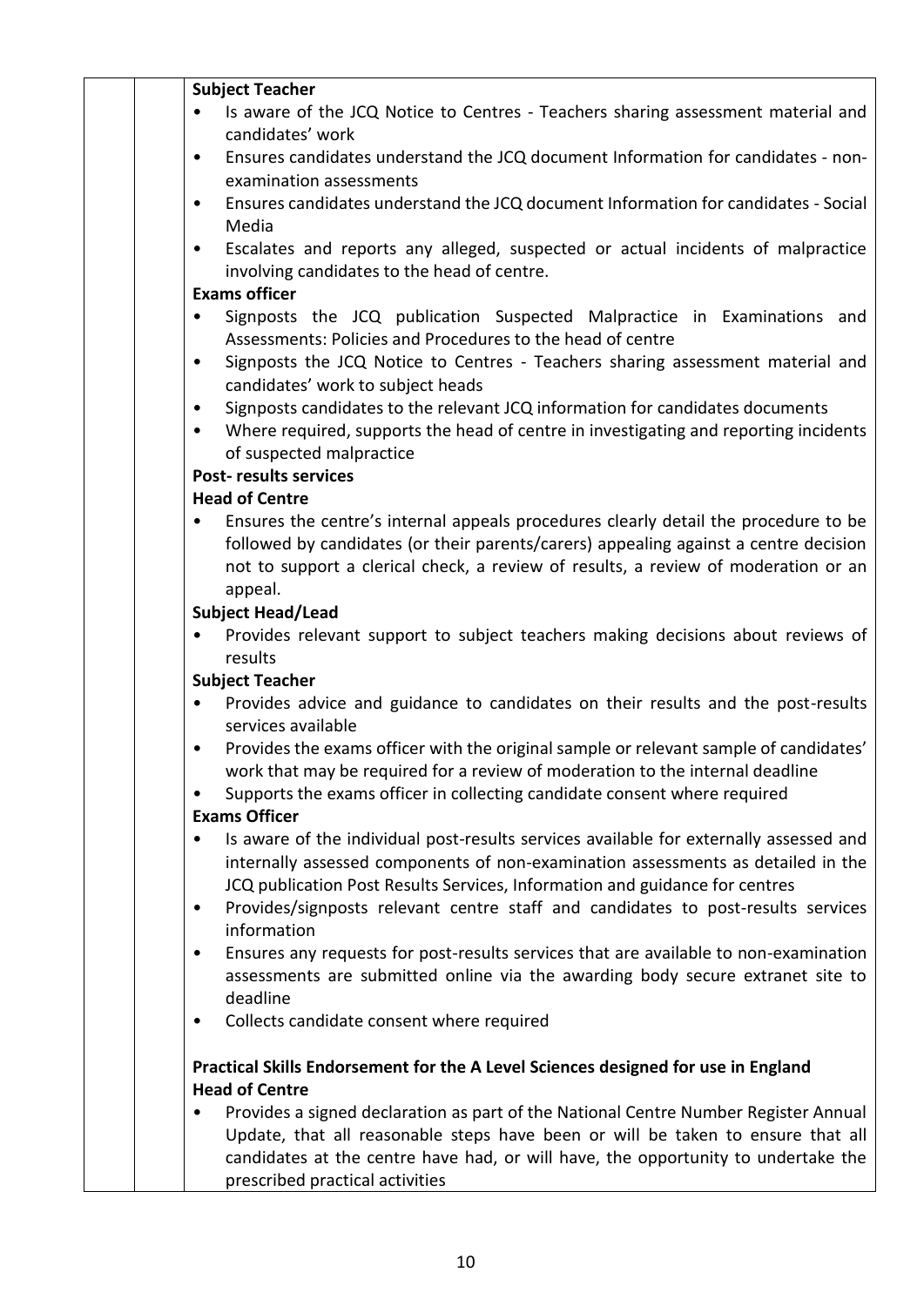**Subject Teacher**

- Is aware of the JCQ Notice to Centres - Teachers sharing assessment material and candidates' work
- Ensures candidates understand the JCQ document Information for candidates - non-examination assessments
- Ensures candidates understand the JCQ document Information for candidates - Social Media
- Escalates and reports any alleged, suspected or actual incidents of malpractice involving candidates to the head of centre.

**Exams officer**

- Signposts the JCQ publication Suspected Malpractice in Examinations and Assessments: Policies and Procedures to the head of centre
- Signposts the JCQ Notice to Centres - Teachers sharing assessment material and candidates' work to subject heads
- Signposts candidates to the relevant JCQ information for candidates documents
- Where required, supports the head of centre in investigating and reporting incidents of suspected malpractice

**Post- results services**

**Head of Centre**

- Ensures the centre's internal appeals procedures clearly detail the procedure to be followed by candidates (or their parents/carers) appealing against a centre decision not to support a clerical check, a review of results, a review of moderation or an appeal.

**Subject Head/Lead**

- Provides relevant support to subject teachers making decisions about reviews of results

**Subject Teacher**

- Provides advice and guidance to candidates on their results and the post-results services available
- Provides the exams officer with the original sample or relevant sample of candidates' work that may be required for a review of moderation to the internal deadline
- Supports the exams officer in collecting candidate consent where required

**Exams Officer**

- Is aware of the individual post-results services available for externally assessed and internally assessed components of non-examination assessments as detailed in the JCQ publication Post Results Services, Information and guidance for centres
- Provides/signposts relevant centre staff and candidates to post-results services information
- Ensures any requests for post-results services that are available to non-examination assessments are submitted online via the awarding body secure extranet site to deadline
- Collects candidate consent where required

**Practical Skills Endorsement for the A Level Sciences designed for use in England**

**Head of Centre**

- Provides a signed declaration as part of the National Centre Number Register Annual Update, that all reasonable steps have been or will be taken to ensure that all candidates at the centre have had, or will have, the opportunity to undertake the prescribed practical activities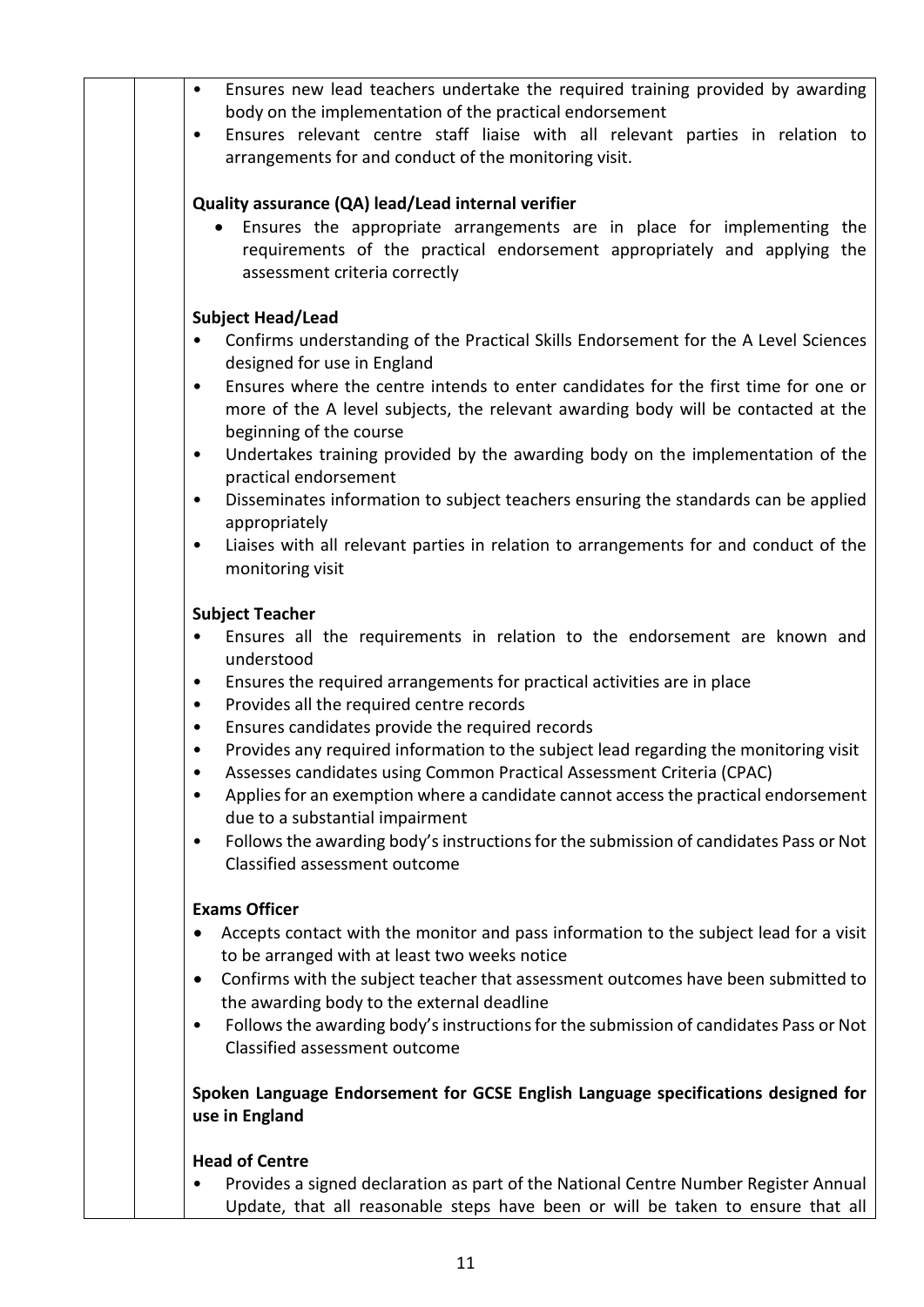- Ensures new lead teachers undertake the required training provided by awarding body on the implementation of the practical endorsement
- Ensures relevant centre staff liaise with all relevant parties in relation to arrangements for and conduct of the monitoring visit.

**Quality assurance (QA) lead/Lead internal verifier**

- Ensures the appropriate arrangements are in place for implementing the requirements of the practical endorsement appropriately and applying the assessment criteria correctly

**Subject Head/Lead**

- Confirms understanding of the Practical Skills Endorsement for the A Level Sciences designed for use in England
- Ensures where the centre intends to enter candidates for the first time for one or more of the A level subjects, the relevant awarding body will be contacted at the beginning of the course
- Undertakes training provided by the awarding body on the implementation of the practical endorsement
- Disseminates information to subject teachers ensuring the standards can be applied appropriately
- Liaises with all relevant parties in relation to arrangements for and conduct of the monitoring visit

**Subject Teacher**

- Ensures all the requirements in relation to the endorsement are known and understood
- Ensures the required arrangements for practical activities are in place
- Provides all the required centre records
- Ensures candidates provide the required records
- Provides any required information to the subject lead regarding the monitoring visit
- Assesses candidates using Common Practical Assessment Criteria (CPAC)
- Applies for an exemption where a candidate cannot access the practical endorsement due to a substantial impairment
- Follows the awarding body's instructions for the submission of candidates Pass or Not Classified assessment outcome

**Exams Officer**

- Accepts contact with the monitor and pass information to the subject lead for a visit to be arranged with at least two weeks notice
- Confirms with the subject teacher that assessment outcomes have been submitted to the awarding body to the external deadline
- Follows the awarding body's instructions for the submission of candidates Pass or Not Classified assessment outcome

**Spoken Language Endorsement for GCSE English Language specifications designed for use in England**

**Head of Centre**

- Provides a signed declaration as part of the National Centre Number Register Annual Update, that all reasonable steps have been or will be taken to ensure that all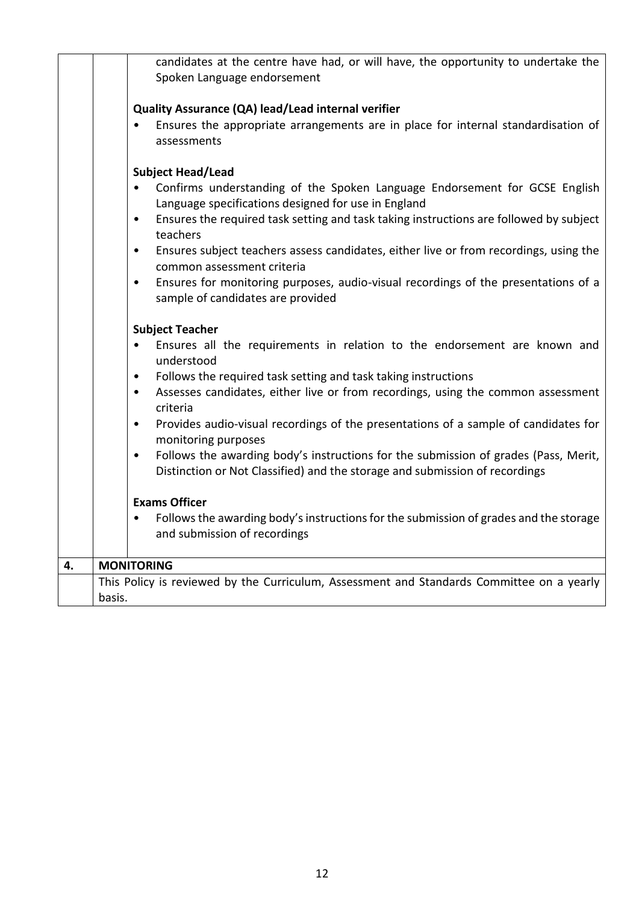candidates at the centre have had, or will have, the opportunity to undertake the Spoken Language endorsement

**Quality Assurance (QA) lead/Lead internal verifier**

- Ensures the appropriate arrangements are in place for internal standardisation of assessments

**Subject Head/Lead**

- Confirms understanding of the Spoken Language Endorsement for GCSE English Language specifications designed for use in England
- Ensures the required task setting and task taking instructions are followed by subject teachers
- Ensures subject teachers assess candidates, either live or from recordings, using the common assessment criteria
- Ensures for monitoring purposes, audio-visual recordings of the presentations of a sample of candidates are provided

**Subject Teacher**

- Ensures all the requirements in relation to the endorsement are known and understood
- Follows the required task setting and task taking instructions
- Assesses candidates, either live or from recordings, using the common assessment criteria
- Provides audio-visual recordings of the presentations of a sample of candidates for monitoring purposes
- Follows the awarding body's instructions for the submission of grades (Pass, Merit, Distinction or Not Classified) and the storage and submission of recordings

**Exams Officer**

- Follows the awarding body's instructions for the submission of grades and the storage and submission of recordings

## 4. MONITORING

This Policy is reviewed by the Curriculum, Assessment and Standards Committee on a yearly basis.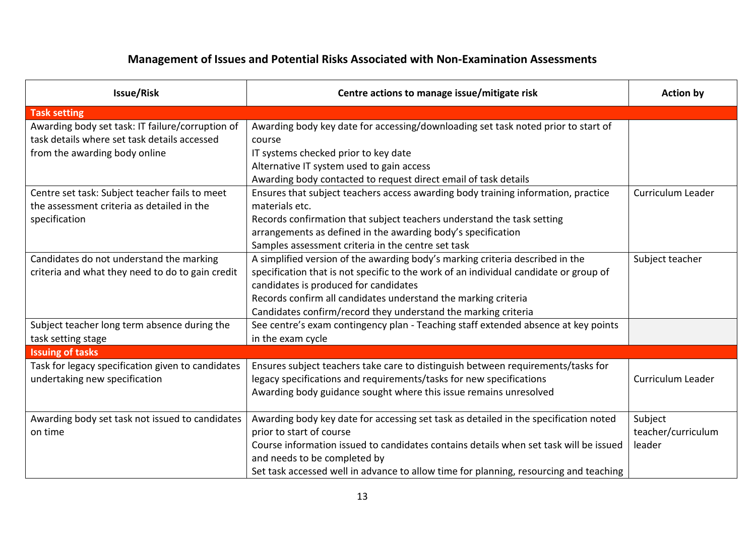## Management of Issues and Potential Risks Associated with Non-Examination Assessments

| Issue/Risk | Centre actions to manage issue/mitigate risk | Action by |
|---|---|---|
| **Task setting** | | |
| Awarding body set task: IT failure/corruption of task details where set task details accessed from the awarding body online | Awarding body key date for accessing/downloading set task noted prior to start of course<br>IT systems checked prior to key date<br>Alternative IT system used to gain access<br>Awarding body contacted to request direct email of task details | |
| Centre set task: Subject teacher fails to meet the assessment criteria as detailed in the specification | Ensures that subject teachers access awarding body training information, practice materials etc.<br>Records confirmation that subject teachers understand the task setting arrangements as defined in the awarding body's specification<br>Samples assessment criteria in the centre set task | Curriculum Leader |
| Candidates do not understand the marking criteria and what they need to do to gain credit | A simplified version of the awarding body's marking criteria described in the specification that is not specific to the work of an individual candidate or group of candidates is produced for candidates<br>Records confirm all candidates understand the marking criteria<br>Candidates confirm/record they understand the marking criteria | Subject teacher |
| Subject teacher long term absence during the task setting stage | See centre's exam contingency plan - Teaching staff extended absence at key points in the exam cycle | |
| **Issuing of tasks** | | |
| Task for legacy specification given to candidates undertaking new specification | Ensures subject teachers take care to distinguish between requirements/tasks for legacy specifications and requirements/tasks for new specifications<br>Awarding body guidance sought where this issue remains unresolved | Curriculum Leader |
| Awarding body set task not issued to candidates on time | Awarding body key date for accessing set task as detailed in the specification noted prior to start of course<br>Course information issued to candidates contains details when set task will be issued and needs to be completed by<br>Set task accessed well in advance to allow time for planning, resourcing and teaching | Subject teacher/curriculum leader |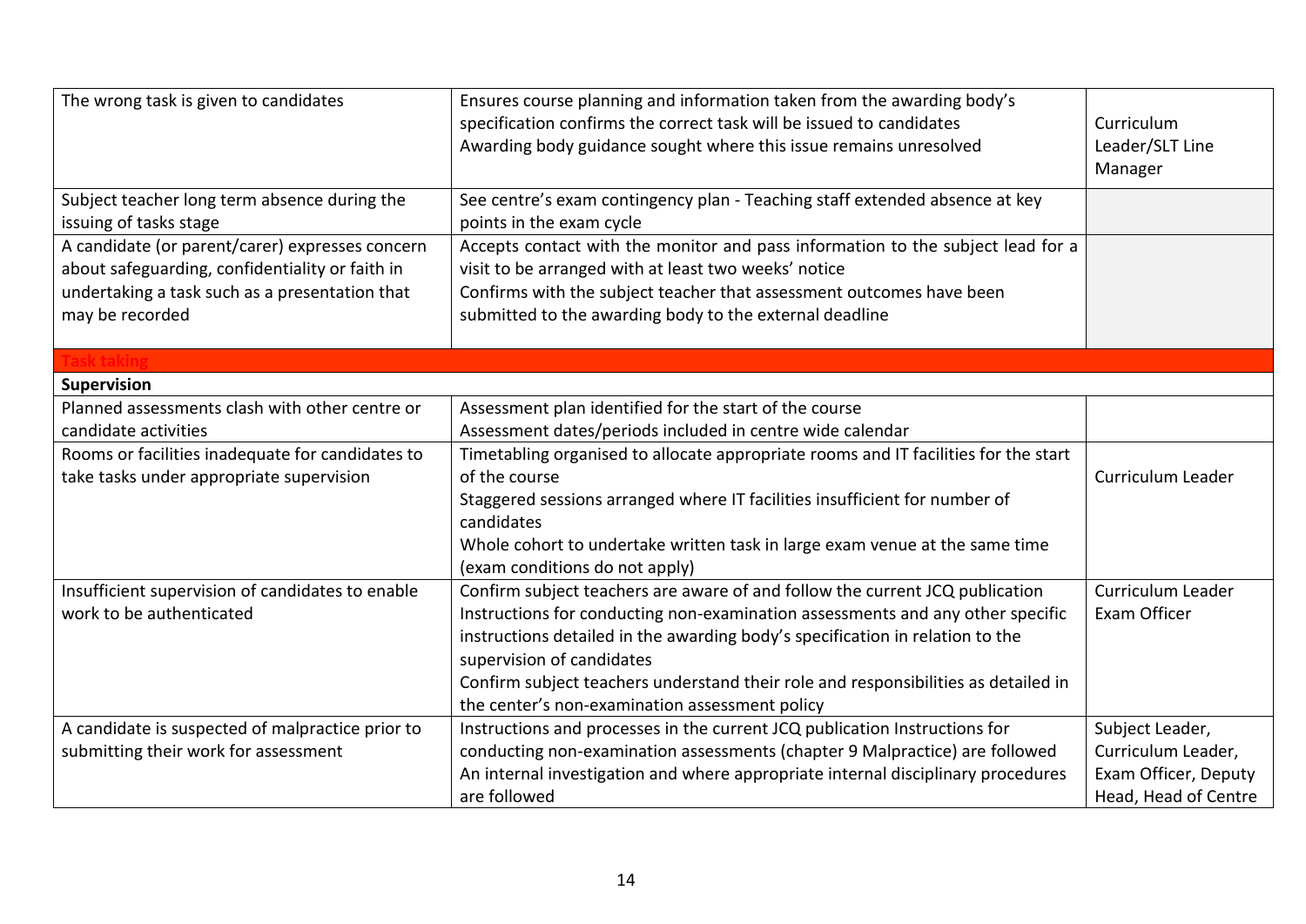| | | |
|---|---|---|
| The wrong task is given to candidates | Ensures course planning and information taken from the awarding body's specification confirms the correct task will be issued to candidates<br>Awarding body guidance sought where this issue remains unresolved | Curriculum Leader/SLT Line Manager |
| Subject teacher long term absence during the issuing of tasks stage | See centre's exam contingency plan - Teaching staff extended absence at key points in the exam cycle | |
| A candidate (or parent/carer) expresses concern about safeguarding, confidentiality or faith in undertaking a task such as a presentation that may be recorded | Accepts contact with the monitor and pass information to the subject lead for a visit to be arranged with at least two weeks' notice<br>Confirms with the subject teacher that assessment outcomes have been submitted to the awarding body to the external deadline | |
| **Task taking** | | |
| **Supervision** | | |
| Planned assessments clash with other centre or candidate activities | Assessment plan identified for the start of the course<br>Assessment dates/periods included in centre wide calendar | |
| Rooms or facilities inadequate for candidates to take tasks under appropriate supervision | Timetabling organised to allocate appropriate rooms and IT facilities for the start of the course<br>Staggered sessions arranged where IT facilities insufficient for number of candidates<br>Whole cohort to undertake written task in large exam venue at the same time (exam conditions do not apply) | Curriculum Leader |
| Insufficient supervision of candidates to enable work to be authenticated | Confirm subject teachers are aware of and follow the current JCQ publication Instructions for conducting non-examination assessments and any other specific instructions detailed in the awarding body's specification in relation to the supervision of candidates<br>Confirm subject teachers understand their role and responsibilities as detailed in the center's non-examination assessment policy | Curriculum Leader<br>Exam Officer |
| A candidate is suspected of malpractice prior to submitting their work for assessment | Instructions and processes in the current JCQ publication Instructions for conducting non-examination assessments (chapter 9 Malpractice) are followed<br>An internal investigation and where appropriate internal disciplinary procedures are followed | Subject Leader, Curriculum Leader, Exam Officer, Deputy Head, Head of Centre |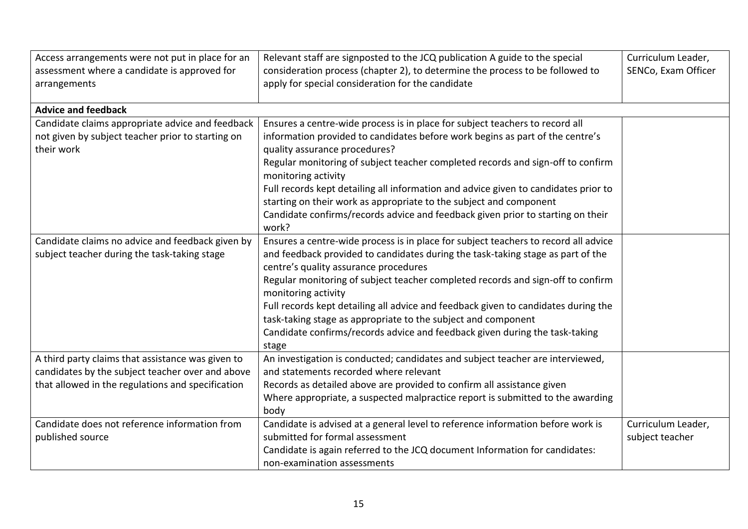| | | |
|---|---|---|
| Access arrangements were not put in place for an assessment where a candidate is approved for arrangements | Relevant staff are signposted to the JCQ publication A guide to the special consideration process (chapter 2), to determine the process to be followed to apply for special consideration for the candidate | Curriculum Leader, SENCo, Exam Officer |
| **Advice and feedback** | | |
| Candidate claims appropriate advice and feedback not given by subject teacher prior to starting on their work | Ensures a centre-wide process is in place for subject teachers to record all information provided to candidates before work begins as part of the centre's quality assurance procedures?<br>Regular monitoring of subject teacher completed records and sign-off to confirm monitoring activity<br>Full records kept detailing all information and advice given to candidates prior to starting on their work as appropriate to the subject and component<br>Candidate confirms/records advice and feedback given prior to starting on their work? | |
| Candidate claims no advice and feedback given by subject teacher during the task-taking stage | Ensures a centre-wide process is in place for subject teachers to record all advice and feedback provided to candidates during the task-taking stage as part of the centre's quality assurance procedures<br>Regular monitoring of subject teacher completed records and sign-off to confirm monitoring activity<br>Full records kept detailing all advice and feedback given to candidates during the task-taking stage as appropriate to the subject and component<br>Candidate confirms/records advice and feedback given during the task-taking stage | |
| A third party claims that assistance was given to candidates by the subject teacher over and above that allowed in the regulations and specification | An investigation is conducted; candidates and subject teacher are interviewed, and statements recorded where relevant<br>Records as detailed above are provided to confirm all assistance given<br>Where appropriate, a suspected malpractice report is submitted to the awarding body | |
| Candidate does not reference information from published source | Candidate is advised at a general level to reference information before work is submitted for formal assessment<br>Candidate is again referred to the JCQ document Information for candidates: non-examination assessments | Curriculum Leader, subject teacher |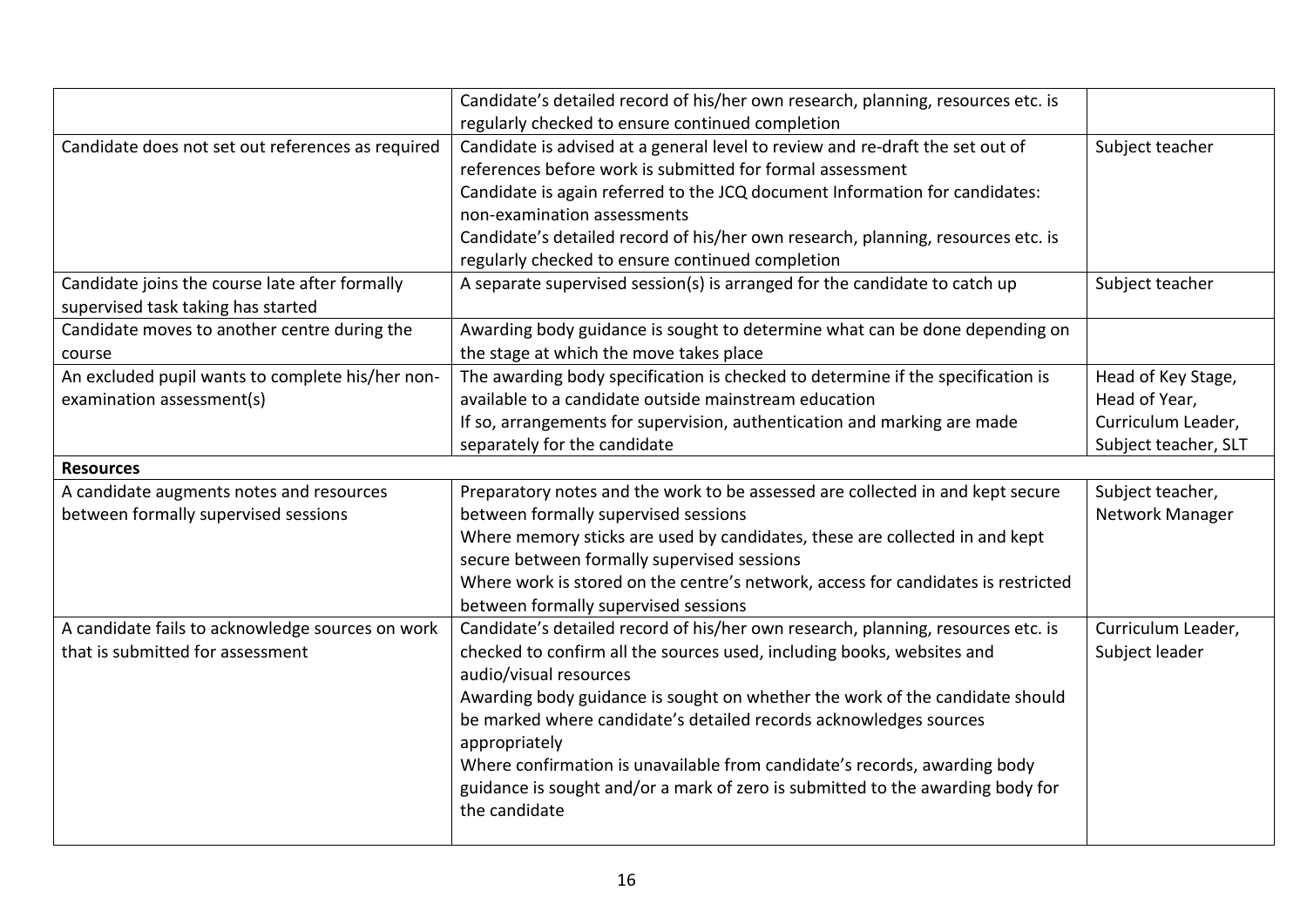| | | |
|---|---|---|
| | Candidate's detailed record of his/her own research, planning, resources etc. is regularly checked to ensure continued completion | |
| Candidate does not set out references as required | Candidate is advised at a general level to review and re-draft the set out of references before work is submitted for formal assessment<br>Candidate is again referred to the JCQ document Information for candidates: non-examination assessments<br>Candidate's detailed record of his/her own research, planning, resources etc. is regularly checked to ensure continued completion | Subject teacher |
| Candidate joins the course late after formally supervised task taking has started | A separate supervised session(s) is arranged for the candidate to catch up | Subject teacher |
| Candidate moves to another centre during the course | Awarding body guidance is sought to determine what can be done depending on the stage at which the move takes place | |
| An excluded pupil wants to complete his/her non-examination assessment(s) | The awarding body specification is checked to determine if the specification is available to a candidate outside mainstream education<br>If so, arrangements for supervision, authentication and marking are made separately for the candidate | Head of Key Stage, Head of Year, Curriculum Leader, Subject teacher, SLT |
| **Resources** | | |
| A candidate augments notes and resources between formally supervised sessions | Preparatory notes and the work to be assessed are collected in and kept secure between formally supervised sessions<br>Where memory sticks are used by candidates, these are collected in and kept secure between formally supervised sessions<br>Where work is stored on the centre's network, access for candidates is restricted between formally supervised sessions | Subject teacher, Network Manager |
| A candidate fails to acknowledge sources on work that is submitted for assessment | Candidate's detailed record of his/her own research, planning, resources etc. is checked to confirm all the sources used, including books, websites and audio/visual resources<br>Awarding body guidance is sought on whether the work of the candidate should be marked where candidate's detailed records acknowledges sources appropriately<br>Where confirmation is unavailable from candidate's records, awarding body guidance is sought and/or a mark of zero is submitted to the awarding body for the candidate | Curriculum Leader, Subject leader |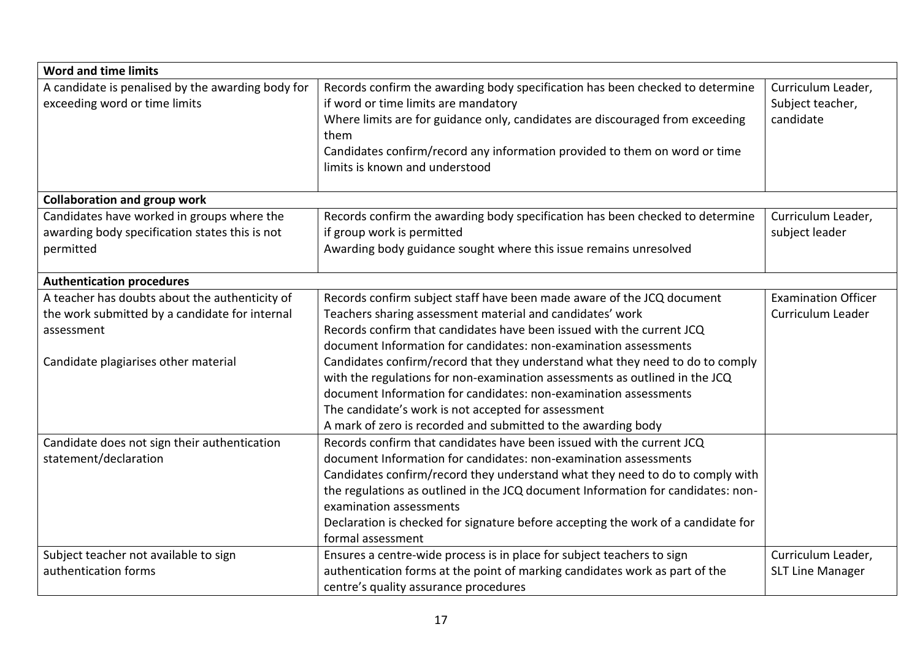| **Word and time limits** | | |
|---|---|---|
| A candidate is penalised by the awarding body for exceeding word or time limits | Records confirm the awarding body specification has been checked to determine if word or time limits are mandatory<br>Where limits are for guidance only, candidates are discouraged from exceeding them<br>Candidates confirm/record any information provided to them on word or time limits is known and understood | Curriculum Leader, Subject teacher, candidate |
| **Collaboration and group work** | | |
| Candidates have worked in groups where the awarding body specification states this is not permitted | Records confirm the awarding body specification has been checked to determine if group work is permitted<br>Awarding body guidance sought where this issue remains unresolved | Curriculum Leader, subject leader |
| **Authentication procedures** | | |
| A teacher has doubts about the authenticity of the work submitted by a candidate for internal assessment<br><br>Candidate plagiarises other material | Records confirm subject staff have been made aware of the JCQ document Teachers sharing assessment material and candidates' work<br>Records confirm that candidates have been issued with the current JCQ document Information for candidates: non-examination assessments<br>Candidates confirm/record that they understand what they need to do to comply with the regulations for non-examination assessments as outlined in the JCQ document Information for candidates: non-examination assessments<br>The candidate's work is not accepted for assessment<br>A mark of zero is recorded and submitted to the awarding body | Examination Officer Curriculum Leader |
| Candidate does not sign their authentication statement/declaration | Records confirm that candidates have been issued with the current JCQ document Information for candidates: non-examination assessments<br>Candidates confirm/record they understand what they need to do to comply with the regulations as outlined in the JCQ document Information for candidates: non-examination assessments<br>Declaration is checked for signature before accepting the work of a candidate for formal assessment | |
| Subject teacher not available to sign authentication forms | Ensures a centre-wide process is in place for subject teachers to sign authentication forms at the point of marking candidates work as part of the centre's quality assurance procedures | Curriculum Leader, SLT Line Manager |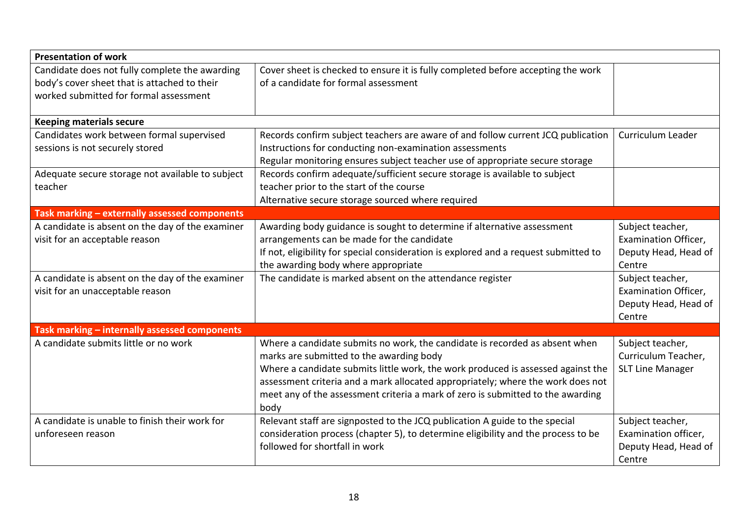| Presentation of work | | |
|---|---|---|
| Candidate does not fully complete the awarding body's cover sheet that is attached to their worked submitted for formal assessment | Cover sheet is checked to ensure it is fully completed before accepting the work of a candidate for formal assessment | |
| **Keeping materials secure** | | |
| Candidates work between formal supervised sessions is not securely stored | Records confirm subject teachers are aware of and follow current JCQ publication Instructions for conducting non-examination assessments<br>Regular monitoring ensures subject teacher use of appropriate secure storage | Curriculum Leader |
| Adequate secure storage not available to subject teacher | Records confirm adequate/sufficient secure storage is available to subject teacher prior to the start of the course<br>Alternative secure storage sourced where required | |
| **Task marking – externally assessed components** | | |
| A candidate is absent on the day of the examiner visit for an acceptable reason | Awarding body guidance is sought to determine if alternative assessment arrangements can be made for the candidate<br>If not, eligibility for special consideration is explored and a request submitted to the awarding body where appropriate | Subject teacher, Examination Officer, Deputy Head, Head of Centre |
| A candidate is absent on the day of the examiner visit for an unacceptable reason | The candidate is marked absent on the attendance register | Subject teacher, Examination Officer, Deputy Head, Head of Centre |
| **Task marking – internally assessed components** | | |
| A candidate submits little or no work | Where a candidate submits no work, the candidate is recorded as absent when marks are submitted to the awarding body<br>Where a candidate submits little work, the work produced is assessed against the assessment criteria and a mark allocated appropriately; where the work does not meet any of the assessment criteria a mark of zero is submitted to the awarding body | Subject teacher, Curriculum Teacher, SLT Line Manager |
| A candidate is unable to finish their work for unforeseen reason | Relevant staff are signposted to the JCQ publication A guide to the special consideration process (chapter 5), to determine eligibility and the process to be followed for shortfall in work | Subject teacher, Examination officer, Deputy Head, Head of Centre |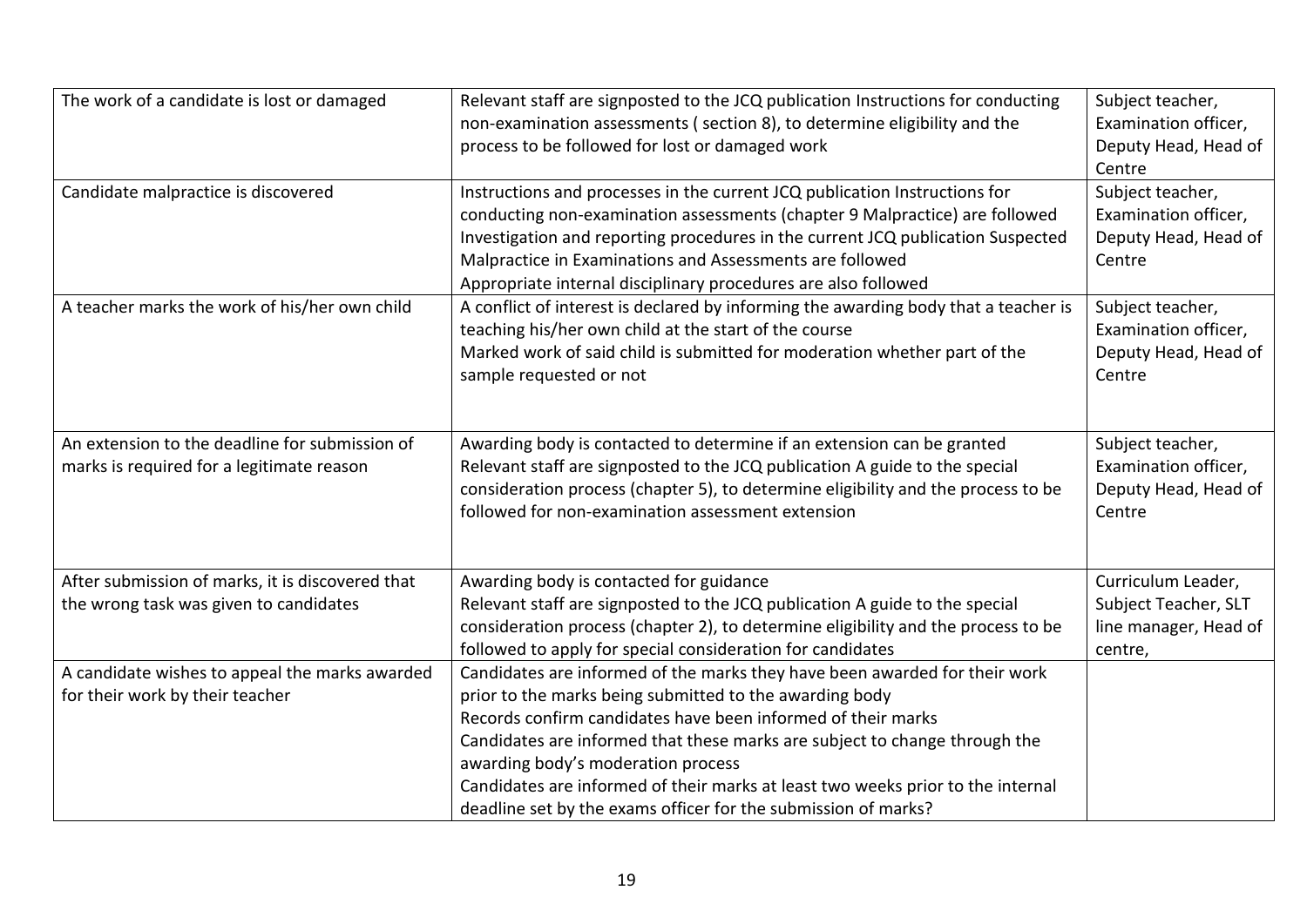| | | |
|---|---|---|
| The work of a candidate is lost or damaged | Relevant staff are signposted to the JCQ publication Instructions for conducting non-examination assessments ( section 8), to determine eligibility and the process to be followed for lost or damaged work | Subject teacher, Examination officer, Deputy Head, Head of Centre |
| Candidate malpractice is discovered | Instructions and processes in the current JCQ publication Instructions for conducting non-examination assessments (chapter 9 Malpractice) are followed<br>Investigation and reporting procedures in the current JCQ publication Suspected Malpractice in Examinations and Assessments are followed<br>Appropriate internal disciplinary procedures are also followed | Subject teacher, Examination officer, Deputy Head, Head of Centre |
| A teacher marks the work of his/her own child | A conflict of interest is declared by informing the awarding body that a teacher is teaching his/her own child at the start of the course<br>Marked work of said child is submitted for moderation whether part of the sample requested or not | Subject teacher, Examination officer, Deputy Head, Head of Centre |
| An extension to the deadline for submission of marks is required for a legitimate reason | Awarding body is contacted to determine if an extension can be granted<br>Relevant staff are signposted to the JCQ publication A guide to the special consideration process (chapter 5), to determine eligibility and the process to be followed for non-examination assessment extension | Subject teacher, Examination officer, Deputy Head, Head of Centre |
| After submission of marks, it is discovered that the wrong task was given to candidates | Awarding body is contacted for guidance<br>Relevant staff are signposted to the JCQ publication A guide to the special consideration process (chapter 2), to determine eligibility and the process to be followed to apply for special consideration for candidates | Curriculum Leader, Subject Teacher, SLT line manager, Head of centre, |
| A candidate wishes to appeal the marks awarded for their work by their teacher | Candidates are informed of the marks they have been awarded for their work prior to the marks being submitted to the awarding body<br>Records confirm candidates have been informed of their marks<br>Candidates are informed that these marks are subject to change through the awarding body's moderation process<br>Candidates are informed of their marks at least two weeks prior to the internal deadline set by the exams officer for the submission of marks? | |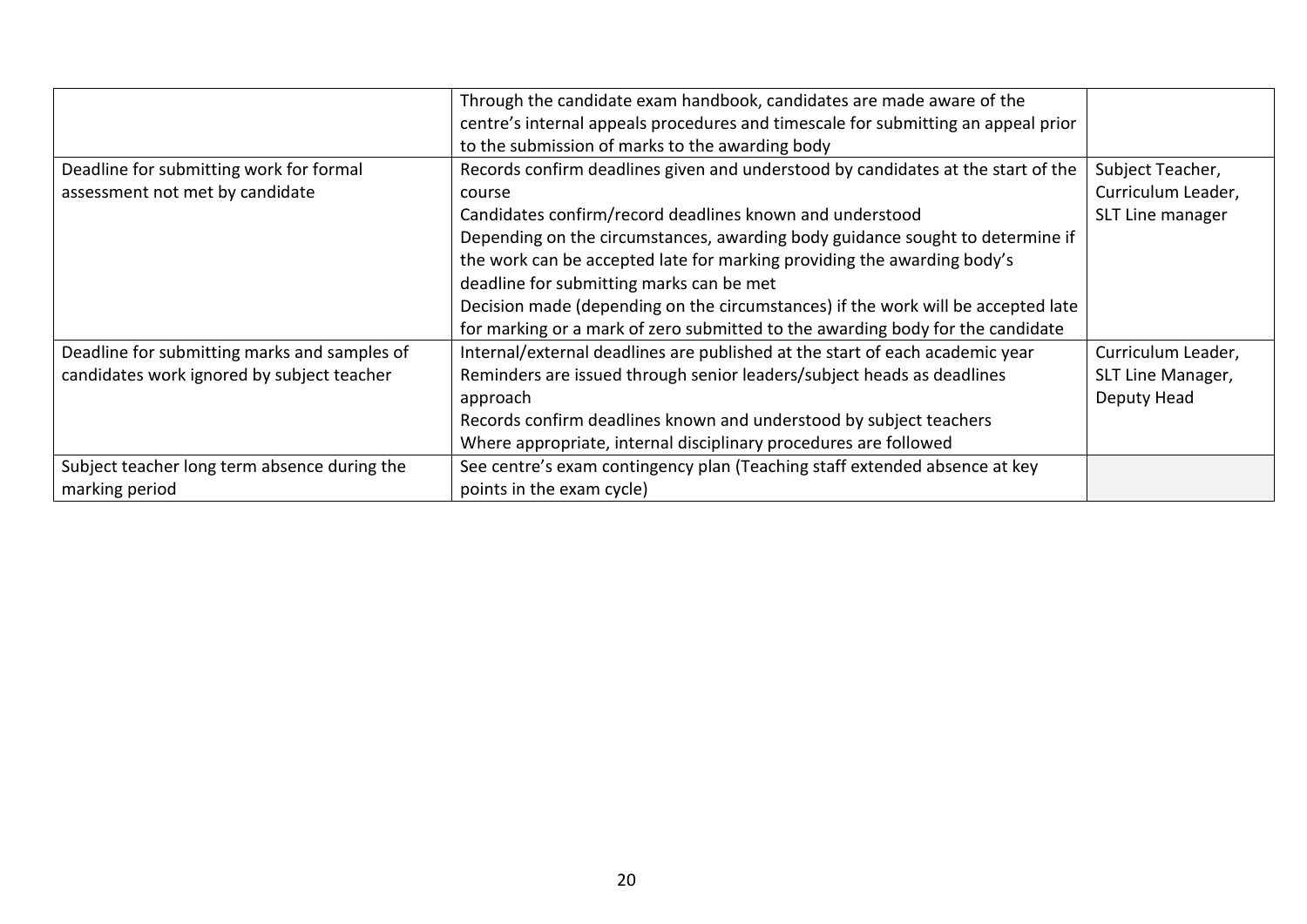| | | |
|---|---|---|
| | Through the candidate exam handbook, candidates are made aware of the centre's internal appeals procedures and timescale for submitting an appeal prior to the submission of marks to the awarding body | |
| Deadline for submitting work for formal assessment not met by candidate | Records confirm deadlines given and understood by candidates at the start of the course<br>Candidates confirm/record deadlines known and understood<br>Depending on the circumstances, awarding body guidance sought to determine if the work can be accepted late for marking providing the awarding body's deadline for submitting marks can be met<br>Decision made (depending on the circumstances) if the work will be accepted late for marking or a mark of zero submitted to the awarding body for the candidate | Subject Teacher, Curriculum Leader, SLT Line manager |
| Deadline for submitting marks and samples of candidates work ignored by subject teacher | Internal/external deadlines are published at the start of each academic year<br>Reminders are issued through senior leaders/subject heads as deadlines approach<br>Records confirm deadlines known and understood by subject teachers<br>Where appropriate, internal disciplinary procedures are followed | Curriculum Leader, SLT Line Manager, Deputy Head |
| Subject teacher long term absence during the marking period | See centre's exam contingency plan (Teaching staff extended absence at key points in the exam cycle) | |